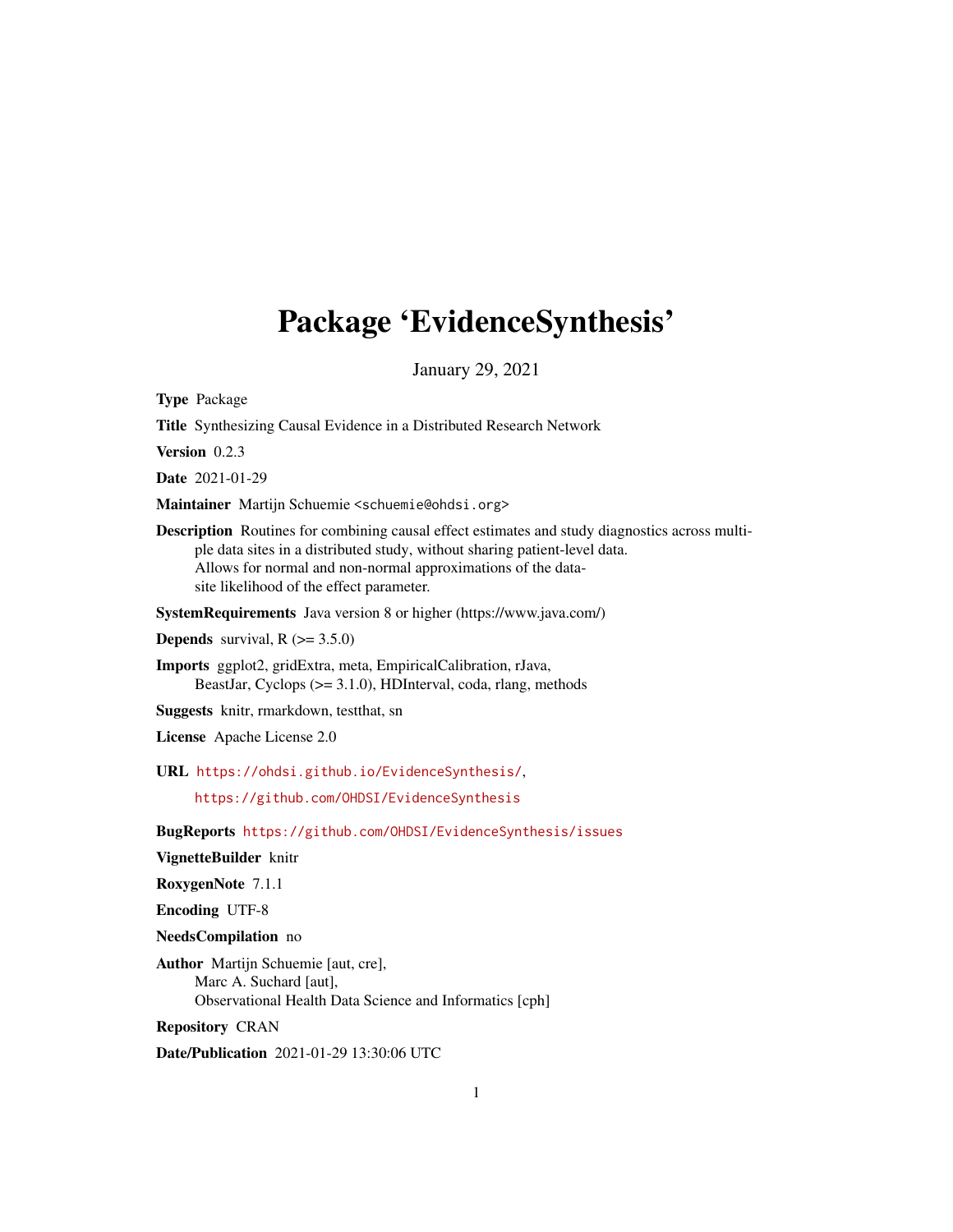# Package 'EvidenceSynthesis'

January 29, 2021

**Type** Package

**Title** Synthesizing Causal Evidence in a Distributed Research Network

**Version** 0.2.3

**Date** 2021-01-29

**Maintainer** Martijn Schuemie <schuemie@ohdsi.org>

**Description** Routines for combining causal effect estimates and study diagnostics across multiple data sites in a distributed study, without sharing patient-level data.
Allows for normal and non-normal approximations of the data-site likelihood of the effect parameter.

**SystemRequirements** Java version 8 or higher (https://www.java.com/)

**Depends** survival, R (>= 3.5.0)

**Imports** ggplot2, gridExtra, meta, EmpiricalCalibration, rJava, BeastJar, Cyclops (>= 3.1.0), HDInterval, coda, rlang, methods

**Suggests** knitr, rmarkdown, testthat, sn

**License** Apache License 2.0

**URL** https://ohdsi.github.io/EvidenceSynthesis/,
https://github.com/OHDSI/EvidenceSynthesis

**BugReports** https://github.com/OHDSI/EvidenceSynthesis/issues

**VignetteBuilder** knitr

**RoxygenNote** 7.1.1

**Encoding** UTF-8

**NeedsCompilation** no

**Author** Martijn Schuemie [aut, cre],
Marc A. Suchard [aut],
Observational Health Data Science and Informatics [cph]

**Repository** CRAN

**Date/Publication** 2021-01-29 13:30:06 UTC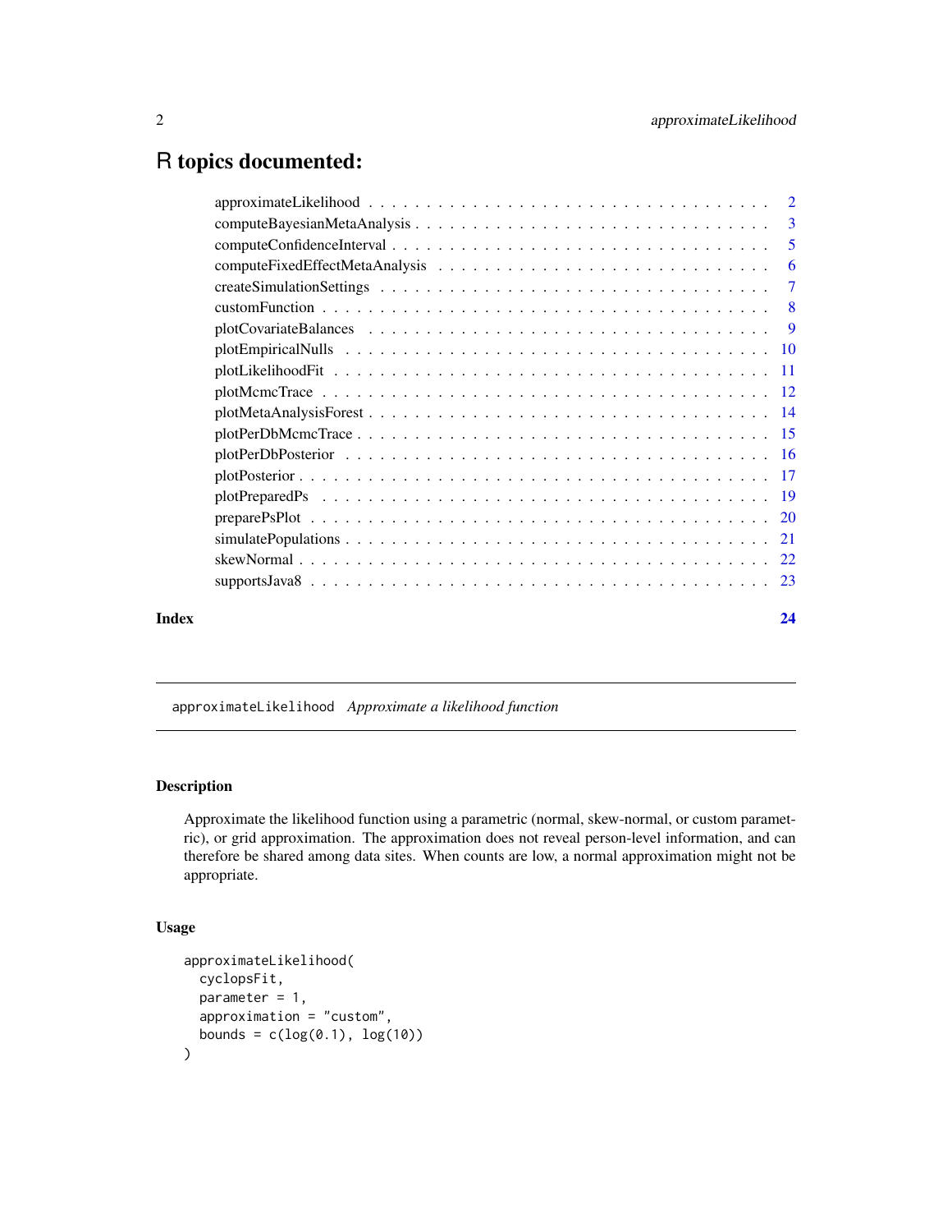# R topics documented:

- approximateLikelihood . . . . . . . . . . . . . . . . . . . . . . . . . . . . . . . . . . 2
- computeBayesianMetaAnalysis . . . . . . . . . . . . . . . . . . . . . . . . . . . . . . 3
- computeConfidenceInterval . . . . . . . . . . . . . . . . . . . . . . . . . . . . . . . . 5
- computeFixedEffectMetaAnalysis . . . . . . . . . . . . . . . . . . . . . . . . . . . . 6
- createSimulationSettings . . . . . . . . . . . . . . . . . . . . . . . . . . . . . . . . . 7
- customFunction . . . . . . . . . . . . . . . . . . . . . . . . . . . . . . . . . . . . . . 8
- plotCovariateBalances . . . . . . . . . . . . . . . . . . . . . . . . . . . . . . . . . . 9
- plotEmpiricalNulls . . . . . . . . . . . . . . . . . . . . . . . . . . . . . . . . . . . . 10
- plotLikelihoodFit . . . . . . . . . . . . . . . . . . . . . . . . . . . . . . . . . . . . . 11
- plotMcmcTrace . . . . . . . . . . . . . . . . . . . . . . . . . . . . . . . . . . . . . . 12
- plotMetaAnalysisForest . . . . . . . . . . . . . . . . . . . . . . . . . . . . . . . . . 14
- plotPerDbMcmcTrace . . . . . . . . . . . . . . . . . . . . . . . . . . . . . . . . . . . 15
- plotPerDbPosterior . . . . . . . . . . . . . . . . . . . . . . . . . . . . . . . . . . . 16
- plotPosterior . . . . . . . . . . . . . . . . . . . . . . . . . . . . . . . . . . . . . . 17
- plotPreparedPs . . . . . . . . . . . . . . . . . . . . . . . . . . . . . . . . . . . . . 19
- preparePsPlot . . . . . . . . . . . . . . . . . . . . . . . . . . . . . . . . . . . . . . 20
- simulatePopulations . . . . . . . . . . . . . . . . . . . . . . . . . . . . . . . . . . . 21
- skewNormal . . . . . . . . . . . . . . . . . . . . . . . . . . . . . . . . . . . . . . . 22
- supportsJava8 . . . . . . . . . . . . . . . . . . . . . . . . . . . . . . . . . . . . . . 23

**Index** **24**

---

`approximateLikelihood` *Approximate a likelihood function*

---

### Description

Approximate the likelihood function using a parametric (normal, skew-normal, or custom parametric), or grid approximation. The approximation does not reveal person-level information, and can therefore be shared among data sites. When counts are low, a normal approximation might not be appropriate.

### Usage

```
approximateLikelihood(
  cyclopsFit,
  parameter = 1,
  approximation = "custom",
  bounds = c(log(0.1), log(10))
)
```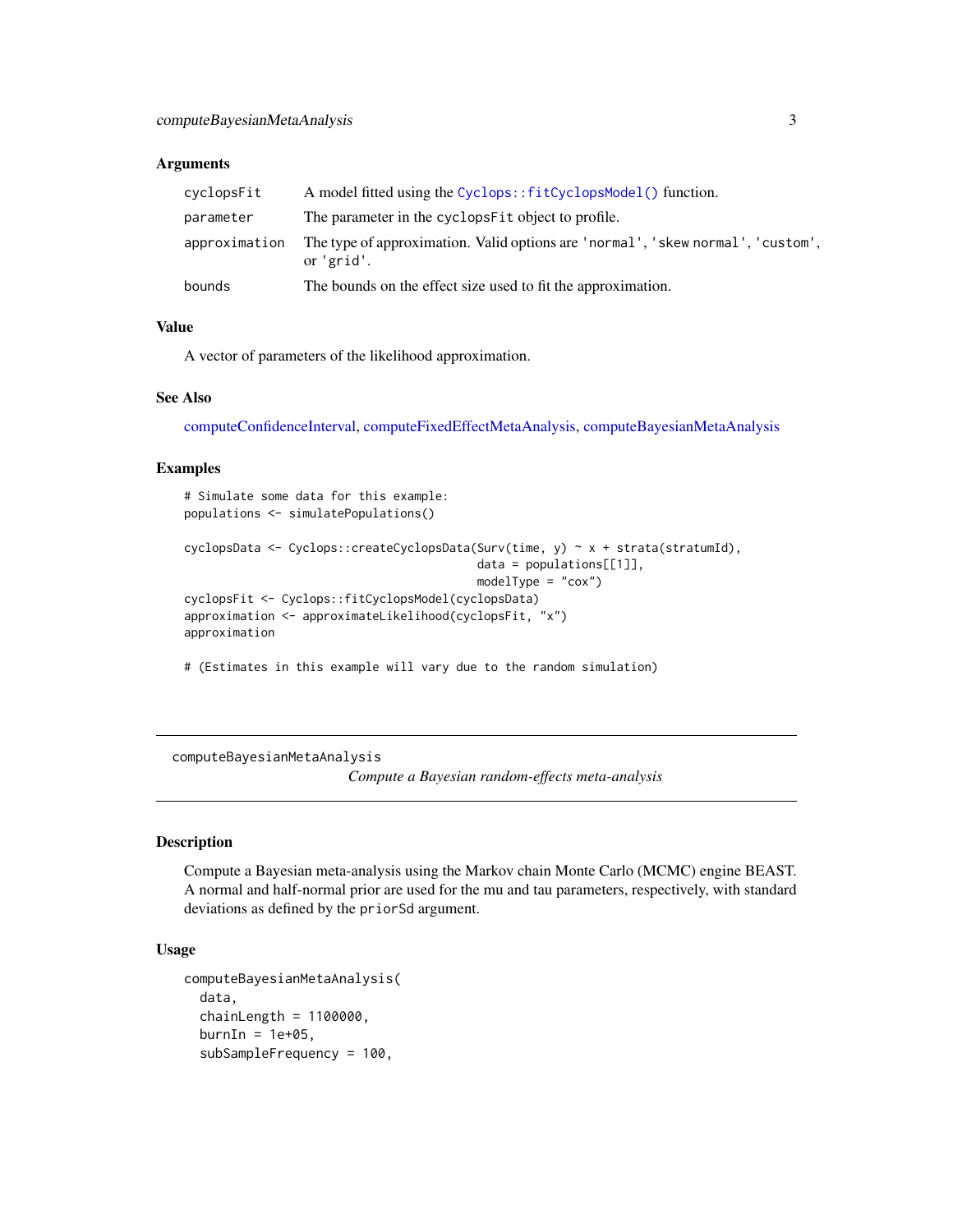### Arguments

| | |
|---|---|
| `cyclopsFit` | A model fitted using the `Cyclops::fitCyclopsModel()` function. |
| `parameter` | The parameter in the `cyclopsFit` object to profile. |
| `approximation` | The type of approximation. Valid options are `'normal'`, `'skew normal'`, `'custom'`, or `'grid'`. |
| `bounds` | The bounds on the effect size used to fit the approximation. |

### Value

A vector of parameters of the likelihood approximation.

### See Also

computeConfidenceInterval, computeFixedEffectMetaAnalysis, computeBayesianMetaAnalysis

### Examples

```
# Simulate some data for this example:
populations <- simulatePopulations()

cyclopsData <- Cyclops::createCyclopsData(Surv(time, y) ~ x + strata(stratumId),
                                          data = populations[[1]],
                                          modelType = "cox")
cyclopsFit <- Cyclops::fitCyclopsModel(cyclopsData)
approximation <- approximateLikelihood(cyclopsFit, "x")
approximation

# (Estimates in this example will vary due to the random simulation)
```

---

## computeBayesianMetaAnalysis

*Compute a Bayesian random-effects meta-analysis*

---

### Description

Compute a Bayesian meta-analysis using the Markov chain Monte Carlo (MCMC) engine BEAST. A normal and half-normal prior are used for the mu and tau parameters, respectively, with standard deviations as defined by the `priorSd` argument.

### Usage

```
computeBayesianMetaAnalysis(
  data,
  chainLength = 1100000,
  burnIn = 1e+05,
  subSampleFrequency = 100,
```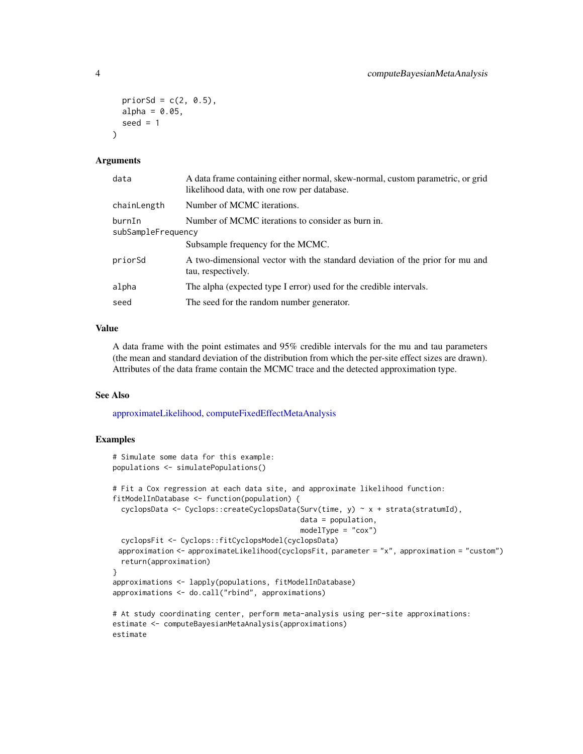```
  priorSd = c(2, 0.5),
  alpha = 0.05,
  seed = 1
)
```

### Arguments

| | |
|---|---|
| data | A data frame containing either normal, skew-normal, custom parametric, or grid likelihood data, with one row per database. |
| chainLength | Number of MCMC iterations. |
| burnIn | Number of MCMC iterations to consider as burn in. |
| subSampleFrequency | Subsample frequency for the MCMC. |
| priorSd | A two-dimensional vector with the standard deviation of the prior for mu and tau, respectively. |
| alpha | The alpha (expected type I error) used for the credible intervals. |
| seed | The seed for the random number generator. |

### Value

A data frame with the point estimates and 95% credible intervals for the mu and tau parameters (the mean and standard deviation of the distribution from which the per-site effect sizes are drawn). Attributes of the data frame contain the MCMC trace and the detected approximation type.

### See Also

approximateLikelihood, computeFixedEffectMetaAnalysis

### Examples

```
# Simulate some data for this example:
populations <- simulatePopulations()

# Fit a Cox regression at each data site, and approximate likelihood function:
fitModelInDatabase <- function(population) {
  cyclopsData <- Cyclops::createCyclopsData(Surv(time, y) ~ x + strata(stratumId),
                                            data = population,
                                            modelType = "cox")
  cyclopsFit <- Cyclops::fitCyclopsModel(cyclopsData)
 approximation <- approximateLikelihood(cyclopsFit, parameter = "x", approximation = "custom")
  return(approximation)
}
approximations <- lapply(populations, fitModelInDatabase)
approximations <- do.call("rbind", approximations)

# At study coordinating center, perform meta-analysis using per-site approximations:
estimate <- computeBayesianMetaAnalysis(approximations)
estimate
```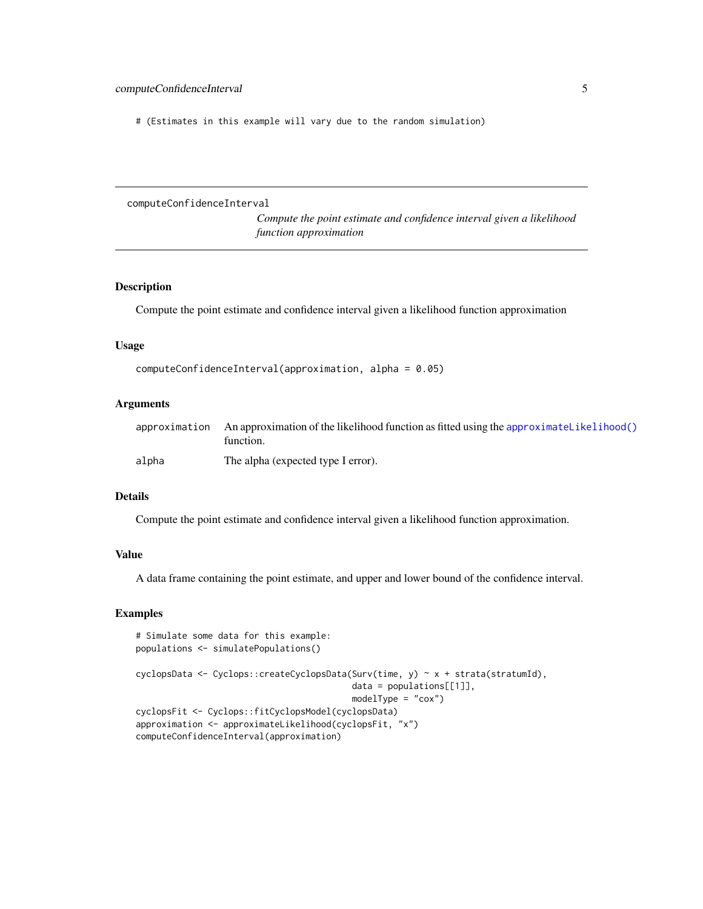```
# (Estimates in this example will vary due to the random simulation)
```

## computeConfidenceInterval

*Compute the point estimate and confidence interval given a likelihood function approximation*

### Description

Compute the point estimate and confidence interval given a likelihood function approximation

### Usage

```
computeConfidenceInterval(approximation, alpha = 0.05)
```

### Arguments

| | |
|---|---|
| approximation | An approximation of the likelihood function as fitted using the approximateLikelihood() function. |
| alpha | The alpha (expected type I error). |

### Details

Compute the point estimate and confidence interval given a likelihood function approximation.

### Value

A data frame containing the point estimate, and upper and lower bound of the confidence interval.

### Examples

```
# Simulate some data for this example:
populations <- simulatePopulations()

cyclopsData <- Cyclops::createCyclopsData(Surv(time, y) ~ x + strata(stratumId),
                                          data = populations[[1]],
                                          modelType = "cox")
cyclopsFit <- Cyclops::fitCyclopsModel(cyclopsData)
approximation <- approximateLikelihood(cyclopsFit, "x")
computeConfidenceInterval(approximation)
```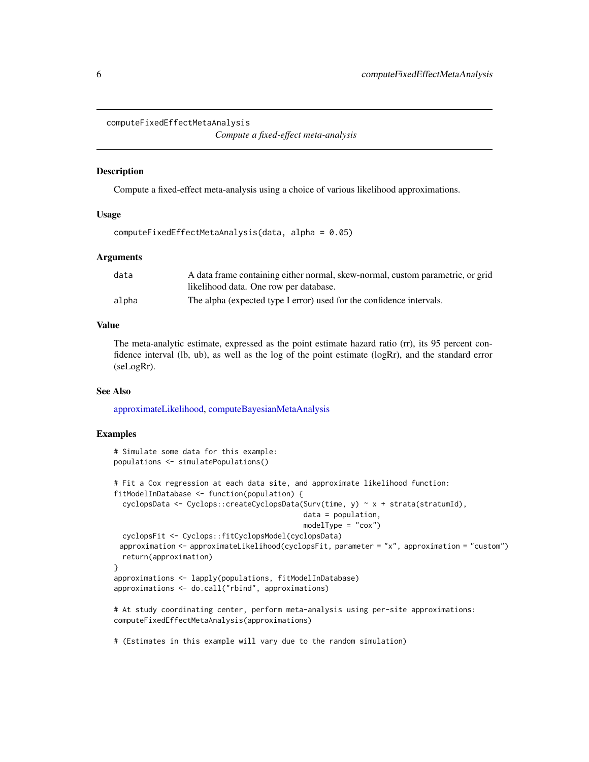# computeFixedEffectMetaAnalysis

*Compute a fixed-effect meta-analysis*

## Description

Compute a fixed-effect meta-analysis using a choice of various likelihood approximations.

## Usage

```
computeFixedEffectMetaAnalysis(data, alpha = 0.05)
```

## Arguments

| | |
|---|---|
| data | A data frame containing either normal, skew-normal, custom parametric, or grid likelihood data. One row per database. |
| alpha | The alpha (expected type I error) used for the confidence intervals. |

## Value

The meta-analytic estimate, expressed as the point estimate hazard ratio (rr), its 95 percent confidence interval (lb, ub), as well as the log of the point estimate (logRr), and the standard error (seLogRr).

## See Also

approximateLikelihood, computeBayesianMetaAnalysis

## Examples

```
# Simulate some data for this example:
populations <- simulatePopulations()

# Fit a Cox regression at each data site, and approximate likelihood function:
fitModelInDatabase <- function(population) {
  cyclopsData <- Cyclops::createCyclopsData(Surv(time, y) ~ x + strata(stratumId),
                                            data = population,
                                            modelType = "cox")
  cyclopsFit <- Cyclops::fitCyclopsModel(cyclopsData)
 approximation <- approximateLikelihood(cyclopsFit, parameter = "x", approximation = "custom")
  return(approximation)
}
approximations <- lapply(populations, fitModelInDatabase)
approximations <- do.call("rbind", approximations)

# At study coordinating center, perform meta-analysis using per-site approximations:
computeFixedEffectMetaAnalysis(approximations)

# (Estimates in this example will vary due to the random simulation)
```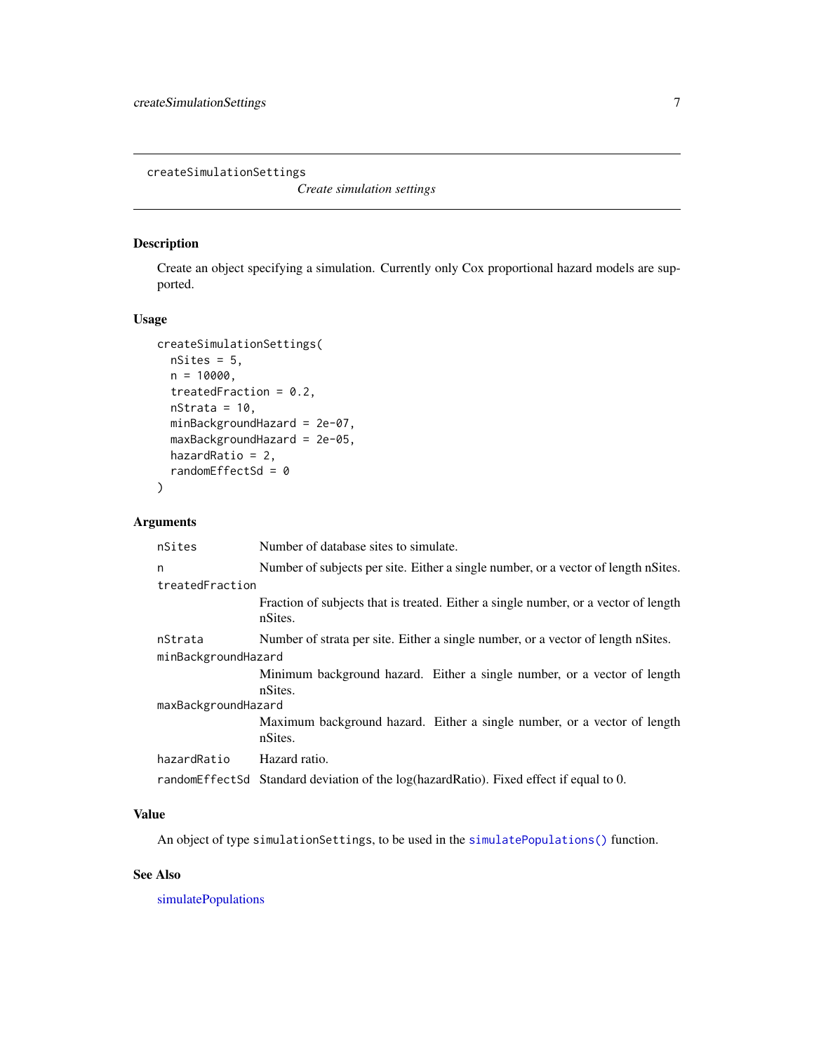## createSimulationSettings

*Create simulation settings*

### Description

Create an object specifying a simulation. Currently only Cox proportional hazard models are supported.

### Usage

```
createSimulationSettings(
  nSites = 5,
  n = 10000,
  treatedFraction = 0.2,
  nStrata = 10,
  minBackgroundHazard = 2e-07,
  maxBackgroundHazard = 2e-05,
  hazardRatio = 2,
  randomEffectSd = 0
)
```

### Arguments

| | |
|---|---|
| `nSites` | Number of database sites to simulate. |
| `n` | Number of subjects per site. Either a single number, or a vector of length nSites. |
| `treatedFraction` | Fraction of subjects that is treated. Either a single number, or a vector of length nSites. |
| `nStrata` | Number of strata per site. Either a single number, or a vector of length nSites. |
| `minBackgroundHazard` | Minimum background hazard. Either a single number, or a vector of length nSites. |
| `maxBackgroundHazard` | Maximum background hazard. Either a single number, or a vector of length nSites. |
| `hazardRatio` | Hazard ratio. |
| `randomEffectSd` | Standard deviation of the log(hazardRatio). Fixed effect if equal to 0. |

### Value

An object of type `simulationSettings`, to be used in the `simulatePopulations()` function.

### See Also

simulatePopulations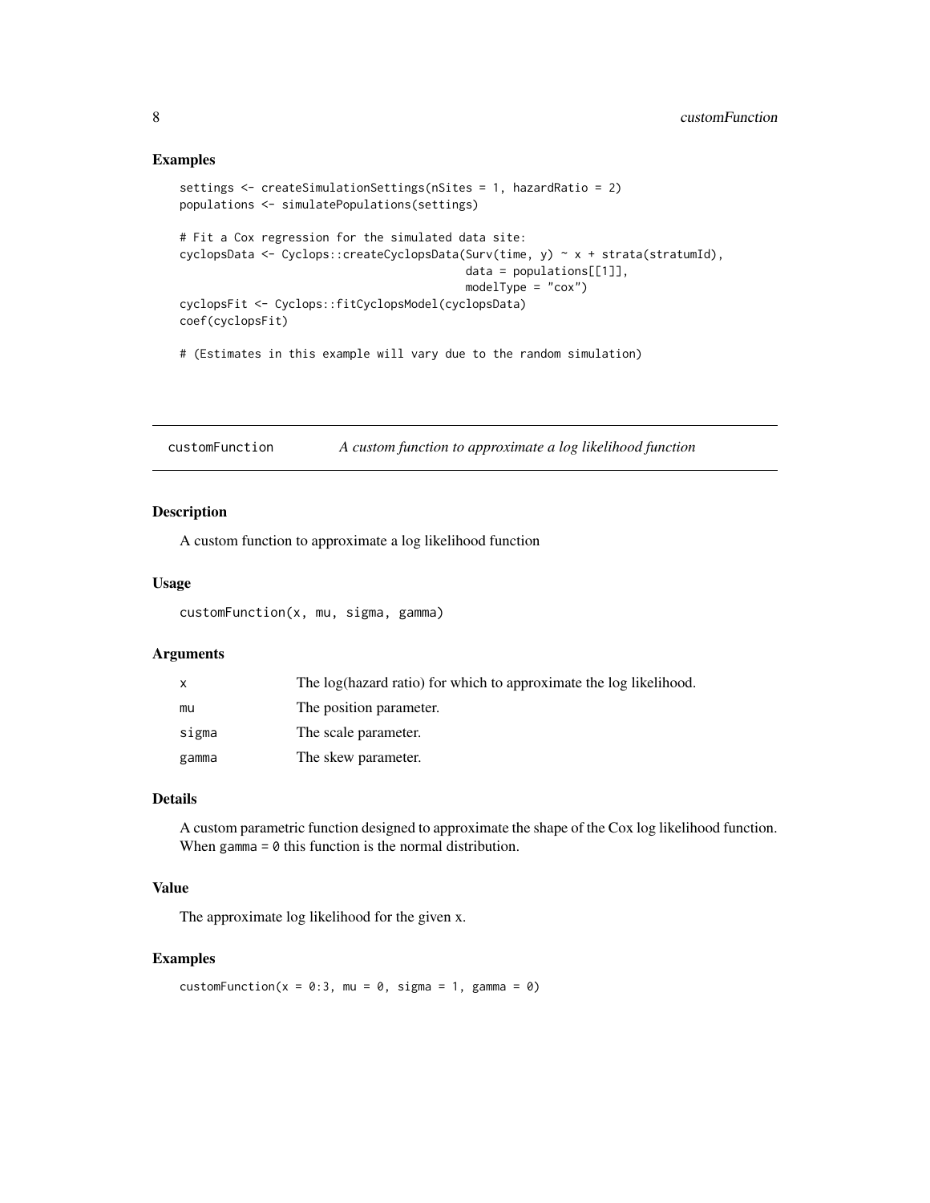### Examples

```
settings <- createSimulationSettings(nSites = 1, hazardRatio = 2)
populations <- simulatePopulations(settings)

# Fit a Cox regression for the simulated data site:
cyclopsData <- Cyclops::createCyclopsData(Surv(time, y) ~ x + strata(stratumId),
                                           data = populations[[1]],
                                           modelType = "cox")
cyclopsFit <- Cyclops::fitCyclopsModel(cyclopsData)
coef(cyclopsFit)

# (Estimates in this example will vary due to the random simulation)
```

---

## customFunction — *A custom function to approximate a log likelihood function*

---

### Description

A custom function to approximate a log likelihood function

### Usage

```
customFunction(x, mu, sigma, gamma)
```

### Arguments

| | |
|---|---|
| `x` | The log(hazard ratio) for which to approximate the log likelihood. |
| `mu` | The position parameter. |
| `sigma` | The scale parameter. |
| `gamma` | The skew parameter. |

### Details

A custom parametric function designed to approximate the shape of the Cox log likelihood function. When `gamma = 0` this function is the normal distribution.

### Value

The approximate log likelihood for the given x.

### Examples

```
customFunction(x = 0:3, mu = 0, sigma = 1, gamma = 0)
```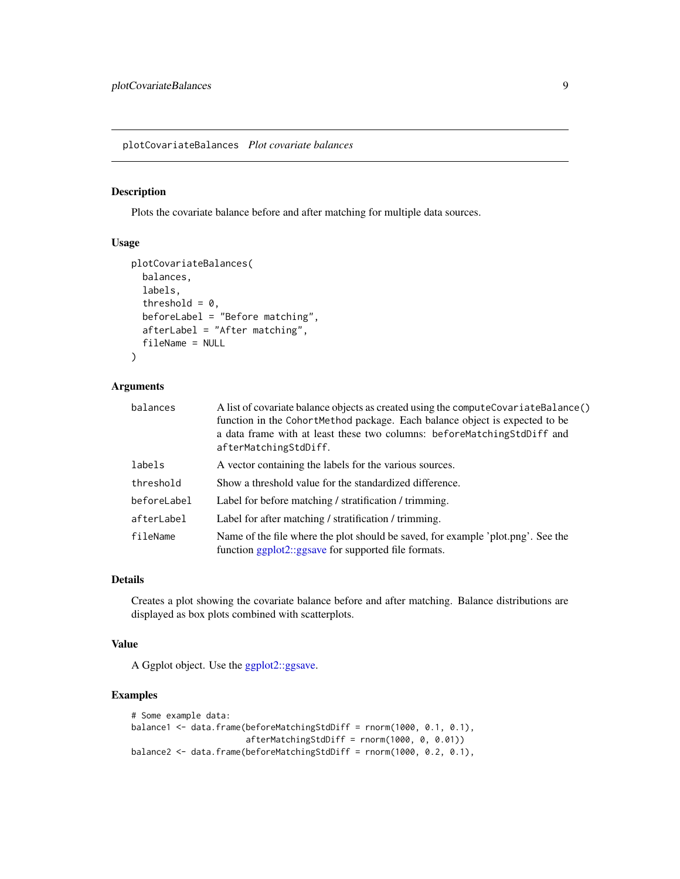## plotCovariateBalances *Plot covariate balances*

### Description

Plots the covariate balance before and after matching for multiple data sources.

### Usage

```
plotCovariateBalances(
  balances,
  labels,
  threshold = 0,
  beforeLabel = "Before matching",
  afterLabel = "After matching",
  fileName = NULL
)
```

### Arguments

| Argument | Description |
|---|---|
| `balances` | A list of covariate balance objects as created using the `computeCovariateBalance()` function in the `CohortMethod` package. Each balance object is expected to be a data frame with at least these two columns: `beforeMatchingStdDiff` and `afterMatchingStdDiff`. |
| `labels` | A vector containing the labels for the various sources. |
| `threshold` | Show a threshold value for the standardized difference. |
| `beforeLabel` | Label for before matching / stratification / trimming. |
| `afterLabel` | Label for after matching / stratification / trimming. |
| `fileName` | Name of the file where the plot should be saved, for example 'plot.png'. See the function ggplot2::ggsave for supported file formats. |

### Details

Creates a plot showing the covariate balance before and after matching. Balance distributions are displayed as box plots combined with scatterplots.

### Value

A Ggplot object. Use the ggplot2::ggsave.

### Examples

```
# Some example data:
balance1 <- data.frame(beforeMatchingStdDiff = rnorm(1000, 0.1, 0.1),
                       afterMatchingStdDiff = rnorm(1000, 0, 0.01))
balance2 <- data.frame(beforeMatchingStdDiff = rnorm(1000, 0.2, 0.1),
```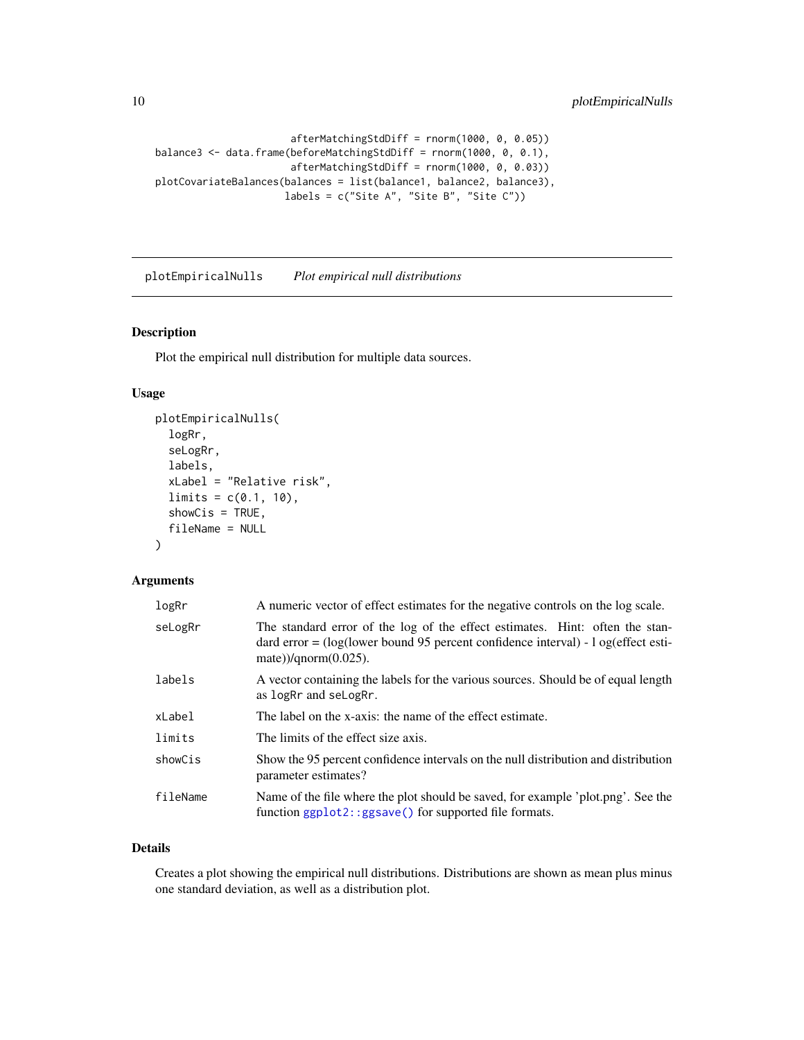```
                         afterMatchingStdDiff = rnorm(1000, 0, 0.05))
balance3 <- data.frame(beforeMatchingStdDiff = rnorm(1000, 0, 0.1),
                         afterMatchingStdDiff = rnorm(1000, 0, 0.03))
plotCovariateBalances(balances = list(balance1, balance2, balance3),
                        labels = c("Site A", "Site B", "Site C"))
```

## plotEmpiricalNulls — *Plot empirical null distributions*

### Description

Plot the empirical null distribution for multiple data sources.

### Usage

```
plotEmpiricalNulls(
  logRr,
  seLogRr,
  labels,
  xLabel = "Relative risk",
  limits = c(0.1, 10),
  showCis = TRUE,
  fileName = NULL
)
```

### Arguments

| Argument | Description |
|---|---|
| logRr | A numeric vector of effect estimates for the negative controls on the log scale. |
| seLogRr | The standard error of the log of the effect estimates. Hint: often the standard error = (log(lower bound 95 percent confidence interval) - l og(effect estimate))/qnorm(0.025). |
| labels | A vector containing the labels for the various sources. Should be of equal length as logRr and seLogRr. |
| xLabel | The label on the x-axis: the name of the effect estimate. |
| limits | The limits of the effect size axis. |
| showCis | Show the 95 percent confidence intervals on the null distribution and distribution parameter estimates? |
| fileName | Name of the file where the plot should be saved, for example 'plot.png'. See the function ggplot2::ggsave() for supported file formats. |

### Details

Creates a plot showing the empirical null distributions. Distributions are shown as mean plus minus one standard deviation, as well as a distribution plot.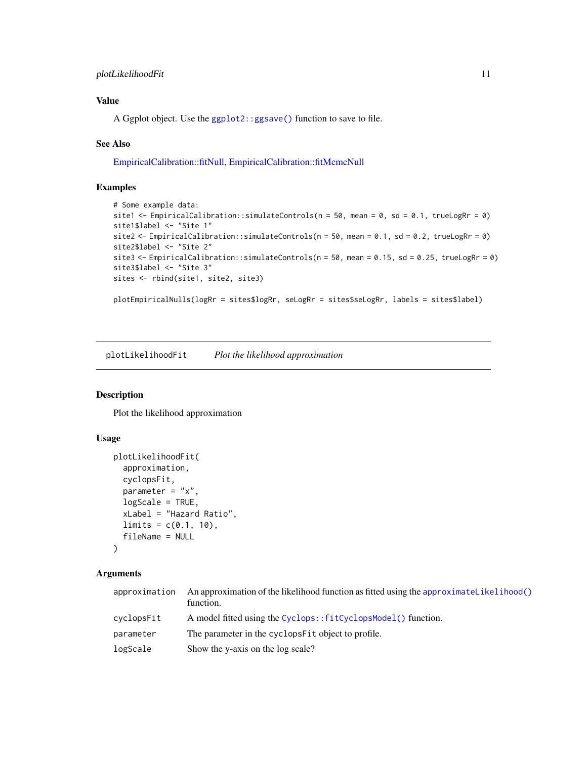### Value

A Ggplot object. Use the `ggplot2::ggsave()` function to save to file.

### See Also

EmpiricalCalibration::fitNull, EmpiricalCalibration::fitMcmcNull

### Examples

```
# Some example data:
site1 <- EmpiricalCalibration::simulateControls(n = 50, mean = 0, sd = 0.1, trueLogRr = 0)
site1$label <- "Site 1"
site2 <- EmpiricalCalibration::simulateControls(n = 50, mean = 0.1, sd = 0.2, trueLogRr = 0)
site2$label <- "Site 2"
site3 <- EmpiricalCalibration::simulateControls(n = 50, mean = 0.15, sd = 0.25, trueLogRr = 0)
site3$label <- "Site 3"
sites <- rbind(site1, site2, site3)

plotEmpiricalNulls(logRr = sites$logRr, seLogRr = sites$seLogRr, labels = sites$label)
```

---

## plotLikelihoodFit — *Plot the likelihood approximation*

### Description

Plot the likelihood approximation

### Usage

```
plotLikelihoodFit(
  approximation,
  cyclopsFit,
  parameter = "x",
  logScale = TRUE,
  xLabel = "Hazard Ratio",
  limits = c(0.1, 10),
  fileName = NULL
)
```

### Arguments

| | |
|---|---|
| `approximation` | An approximation of the likelihood function as fitted using the `approximateLikelihood()` function. |
| `cyclopsFit` | A model fitted using the `Cyclops::fitCyclopsModel()` function. |
| `parameter` | The parameter in the `cyclopsFit` object to profile. |
| `logScale` | Show the y-axis on the log scale? |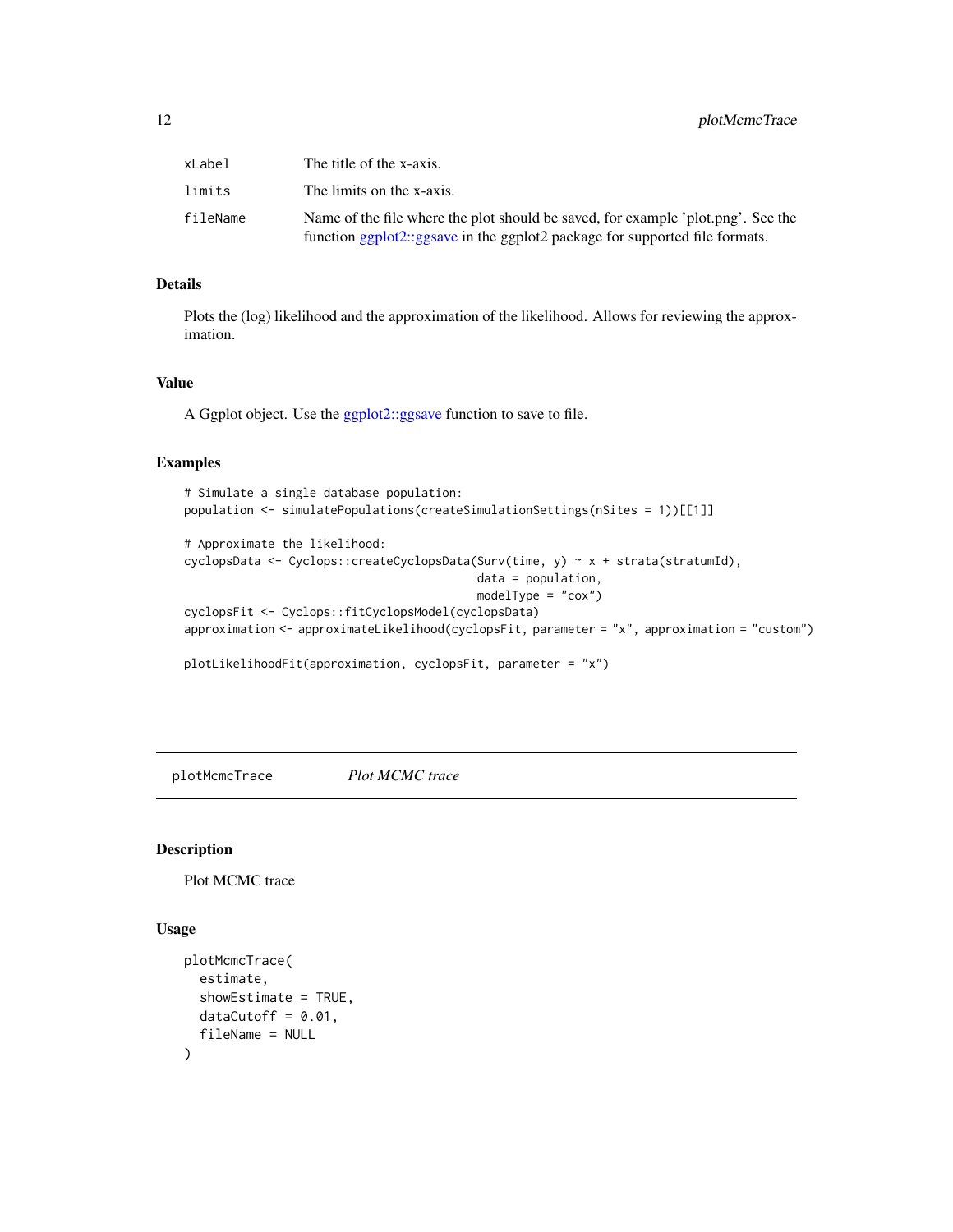| | |
|---|---|
| `xLabel` | The title of the x-axis. |
| `limits` | The limits on the x-axis. |
| `fileName` | Name of the file where the plot should be saved, for example 'plot.png'. See the function ggplot2::ggsave in the ggplot2 package for supported file formats. |

### Details

Plots the (log) likelihood and the approximation of the likelihood. Allows for reviewing the approximation.

### Value

A Ggplot object. Use the ggplot2::ggsave function to save to file.

### Examples

```
# Simulate a single database population:
population <- simulatePopulations(createSimulationSettings(nSites = 1))[[1]]

# Approximate the likelihood:
cyclopsData <- Cyclops::createCyclopsData(Surv(time, y) ~ x + strata(stratumId),
                                           data = population,
                                           modelType = "cox")
cyclopsFit <- Cyclops::fitCyclopsModel(cyclopsData)
approximation <- approximateLikelihood(cyclopsFit, parameter = "x", approximation = "custom")

plotLikelihoodFit(approximation, cyclopsFit, parameter = "x")
```

---

## plotMcmcTrace &nbsp;&nbsp;&nbsp; *Plot MCMC trace*

---

### Description

Plot MCMC trace

### Usage

```
plotMcmcTrace(
  estimate,
  showEstimate = TRUE,
  dataCutoff = 0.01,
  fileName = NULL
)
```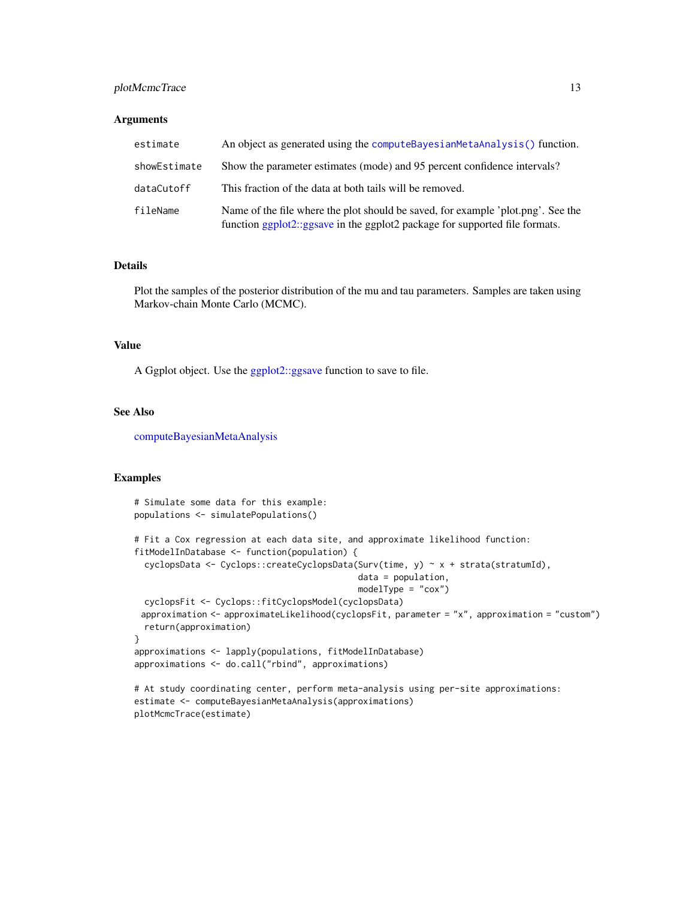### Arguments

| | |
|---|---|
| `estimate` | An object as generated using the `computeBayesianMetaAnalysis()` function. |
| `showEstimate` | Show the parameter estimates (mode) and 95 percent confidence intervals? |
| `dataCutoff` | This fraction of the data at both tails will be removed. |
| `fileName` | Name of the file where the plot should be saved, for example 'plot.png'. See the function ggplot2::ggsave in the ggplot2 package for supported file formats. |

### Details

Plot the samples of the posterior distribution of the mu and tau parameters. Samples are taken using Markov-chain Monte Carlo (MCMC).

### Value

A Ggplot object. Use the ggplot2::ggsave function to save to file.

### See Also

computeBayesianMetaAnalysis

### Examples

```
# Simulate some data for this example:
populations <- simulatePopulations()

# Fit a Cox regression at each data site, and approximate likelihood function:
fitModelInDatabase <- function(population) {
  cyclopsData <- Cyclops::createCyclopsData(Surv(time, y) ~ x + strata(stratumId),
                                            data = population,
                                            modelType = "cox")
  cyclopsFit <- Cyclops::fitCyclopsModel(cyclopsData)
 approximation <- approximateLikelihood(cyclopsFit, parameter = "x", approximation = "custom")
  return(approximation)
}
approximations <- lapply(populations, fitModelInDatabase)
approximations <- do.call("rbind", approximations)

# At study coordinating center, perform meta-analysis using per-site approximations:
estimate <- computeBayesianMetaAnalysis(approximations)
plotMcmcTrace(estimate)
```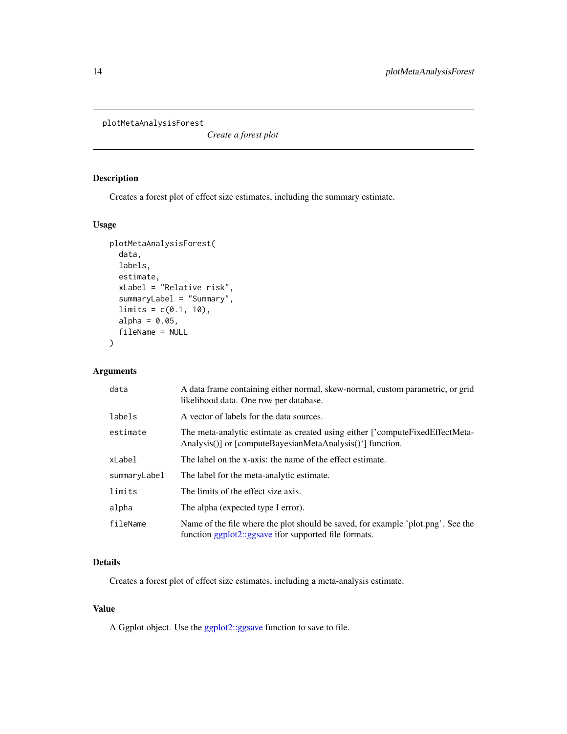plotMetaAnalysisForest

*Create a forest plot*

## Description

Creates a forest plot of effect size estimates, including the summary estimate.

## Usage

```
plotMetaAnalysisForest(
  data,
  labels,
  estimate,
  xLabel = "Relative risk",
  summaryLabel = "Summary",
  limits = c(0.1, 10),
  alpha = 0.05,
  fileName = NULL
)
```

## Arguments

| | |
|---|---|
| data | A data frame containing either normal, skew-normal, custom parametric, or grid likelihood data. One row per database. |
| labels | A vector of labels for the data sources. |
| estimate | The meta-analytic estimate as created using either ['computeFixedEffectMetaAnalysis()] or [computeBayesianMetaAnalysis()`] function. |
| xLabel | The label on the x-axis: the name of the effect estimate. |
| summaryLabel | The label for the meta-analytic estimate. |
| limits | The limits of the effect size axis. |
| alpha | The alpha (expected type I error). |
| fileName | Name of the file where the plot should be saved, for example 'plot.png'. See the function ggplot2::ggsave ifor supported file formats. |

## Details

Creates a forest plot of effect size estimates, including a meta-analysis estimate.

## Value

A Ggplot object. Use the ggplot2::ggsave function to save to file.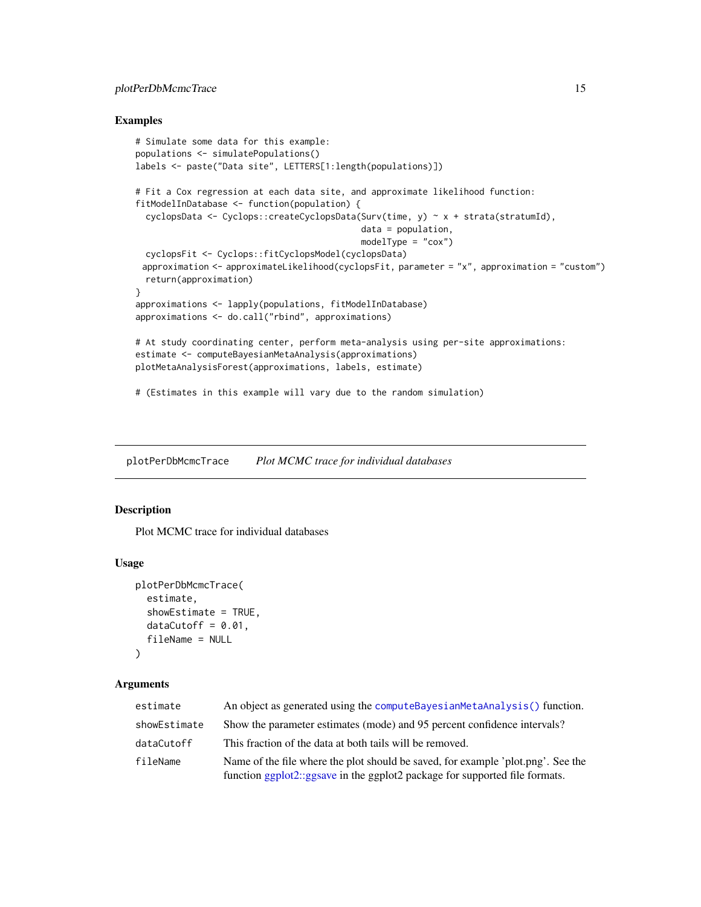## Examples

```
# Simulate some data for this example:
populations <- simulatePopulations()
labels <- paste("Data site", LETTERS[1:length(populations)])

# Fit a Cox regression at each data site, and approximate likelihood function:
fitModelInDatabase <- function(population) {
  cyclopsData <- Cyclops::createCyclopsData(Surv(time, y) ~ x + strata(stratumId),
                                            data = population,
                                            modelType = "cox")
  cyclopsFit <- Cyclops::fitCyclopsModel(cyclopsData)
 approximation <- approximateLikelihood(cyclopsFit, parameter = "x", approximation = "custom")
  return(approximation)
}
approximations <- lapply(populations, fitModelInDatabase)
approximations <- do.call("rbind", approximations)

# At study coordinating center, perform meta-analysis using per-site approximations:
estimate <- computeBayesianMetaAnalysis(approximations)
plotMetaAnalysisForest(approximations, labels, estimate)

# (Estimates in this example will vary due to the random simulation)
```

---

# plotPerDbMcmcTrace *Plot MCMC trace for individual databases*

## Description

Plot MCMC trace for individual databases

## Usage

```
plotPerDbMcmcTrace(
  estimate,
  showEstimate = TRUE,
  dataCutoff = 0.01,
  fileName = NULL
)
```

## Arguments

| | |
|---|---|
| `estimate` | An object as generated using the `computeBayesianMetaAnalysis()` function. |
| `showEstimate` | Show the parameter estimates (mode) and 95 percent confidence intervals? |
| `dataCutoff` | This fraction of the data at both tails will be removed. |
| `fileName` | Name of the file where the plot should be saved, for example 'plot.png'. See the function ggplot2::ggsave in the ggplot2 package for supported file formats. |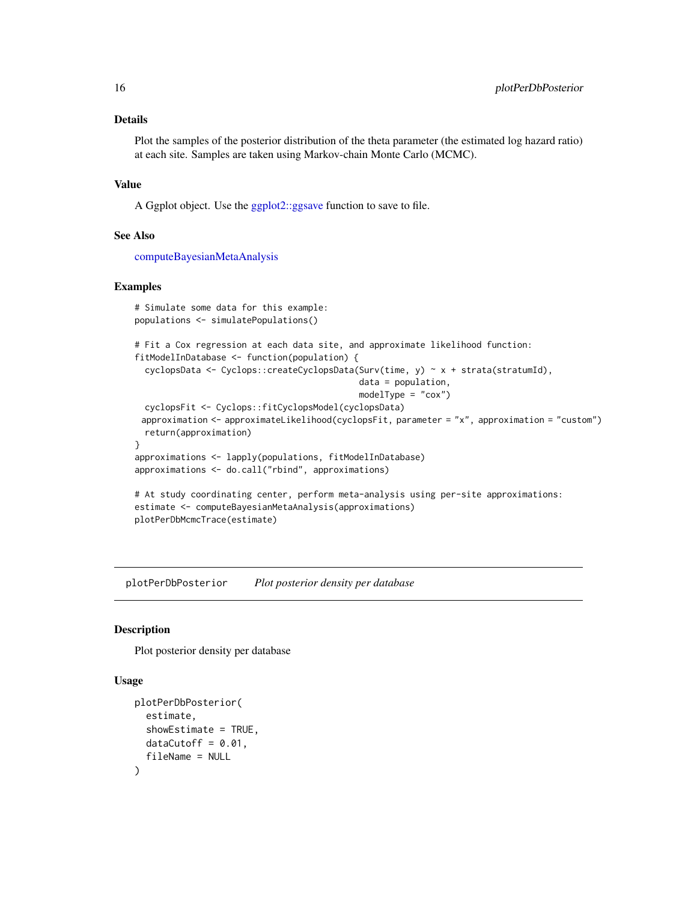## Details

Plot the samples of the posterior distribution of the theta parameter (the estimated log hazard ratio) at each site. Samples are taken using Markov-chain Monte Carlo (MCMC).

## Value

A Ggplot object. Use the ggplot2::ggsave function to save to file.

## See Also

computeBayesianMetaAnalysis

## Examples

```
# Simulate some data for this example:
populations <- simulatePopulations()

# Fit a Cox regression at each data site, and approximate likelihood function:
fitModelInDatabase <- function(population) {
  cyclopsData <- Cyclops::createCyclopsData(Surv(time, y) ~ x + strata(stratumId),
                                            data = population,
                                            modelType = "cox")
  cyclopsFit <- Cyclops::fitCyclopsModel(cyclopsData)
 approximation <- approximateLikelihood(cyclopsFit, parameter = "x", approximation = "custom")
  return(approximation)
}
approximations <- lapply(populations, fitModelInDatabase)
approximations <- do.call("rbind", approximations)

# At study coordinating center, perform meta-analysis using per-site approximations:
estimate <- computeBayesianMetaAnalysis(approximations)
plotPerDbMcmcTrace(estimate)
```

---

# plotPerDbPosterior &nbsp;&nbsp;&nbsp; *Plot posterior density per database*

## Description

Plot posterior density per database

## Usage

```
plotPerDbPosterior(
  estimate,
  showEstimate = TRUE,
  dataCutoff = 0.01,
  fileName = NULL
)
```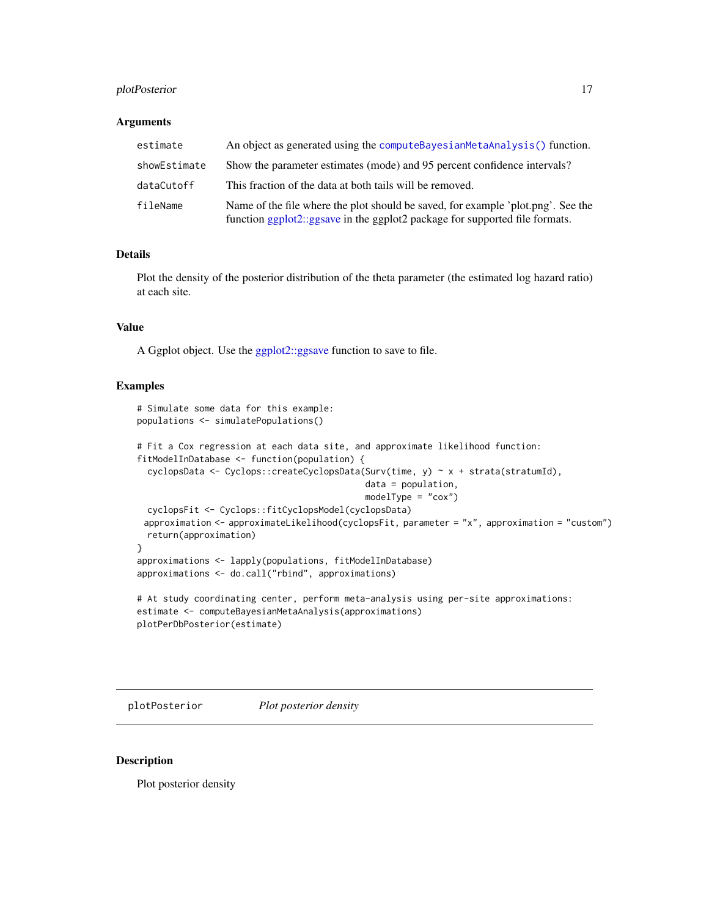### Arguments

| | |
|---|---|
| estimate | An object as generated using the computeBayesianMetaAnalysis() function. |
| showEstimate | Show the parameter estimates (mode) and 95 percent confidence intervals? |
| dataCutoff | This fraction of the data at both tails will be removed. |
| fileName | Name of the file where the plot should be saved, for example 'plot.png'. See the function ggplot2::ggsave in the ggplot2 package for supported file formats. |

### Details

Plot the density of the posterior distribution of the theta parameter (the estimated log hazard ratio) at each site.

### Value

A Ggplot object. Use the ggplot2::ggsave function to save to file.

### Examples

```
# Simulate some data for this example:
populations <- simulatePopulations()

# Fit a Cox regression at each data site, and approximate likelihood function:
fitModelInDatabase <- function(population) {
  cyclopsData <- Cyclops::createCyclopsData(Surv(time, y) ~ x + strata(stratumId),
                                            data = population,
                                            modelType = "cox")
  cyclopsFit <- Cyclops::fitCyclopsModel(cyclopsData)
 approximation <- approximateLikelihood(cyclopsFit, parameter = "x", approximation = "custom")
  return(approximation)
}
approximations <- lapply(populations, fitModelInDatabase)
approximations <- do.call("rbind", approximations)

# At study coordinating center, perform meta-analysis using per-site approximations:
estimate <- computeBayesianMetaAnalysis(approximations)
plotPerDbPosterior(estimate)
```

---

## plotPosterior *Plot posterior density*

### Description

Plot posterior density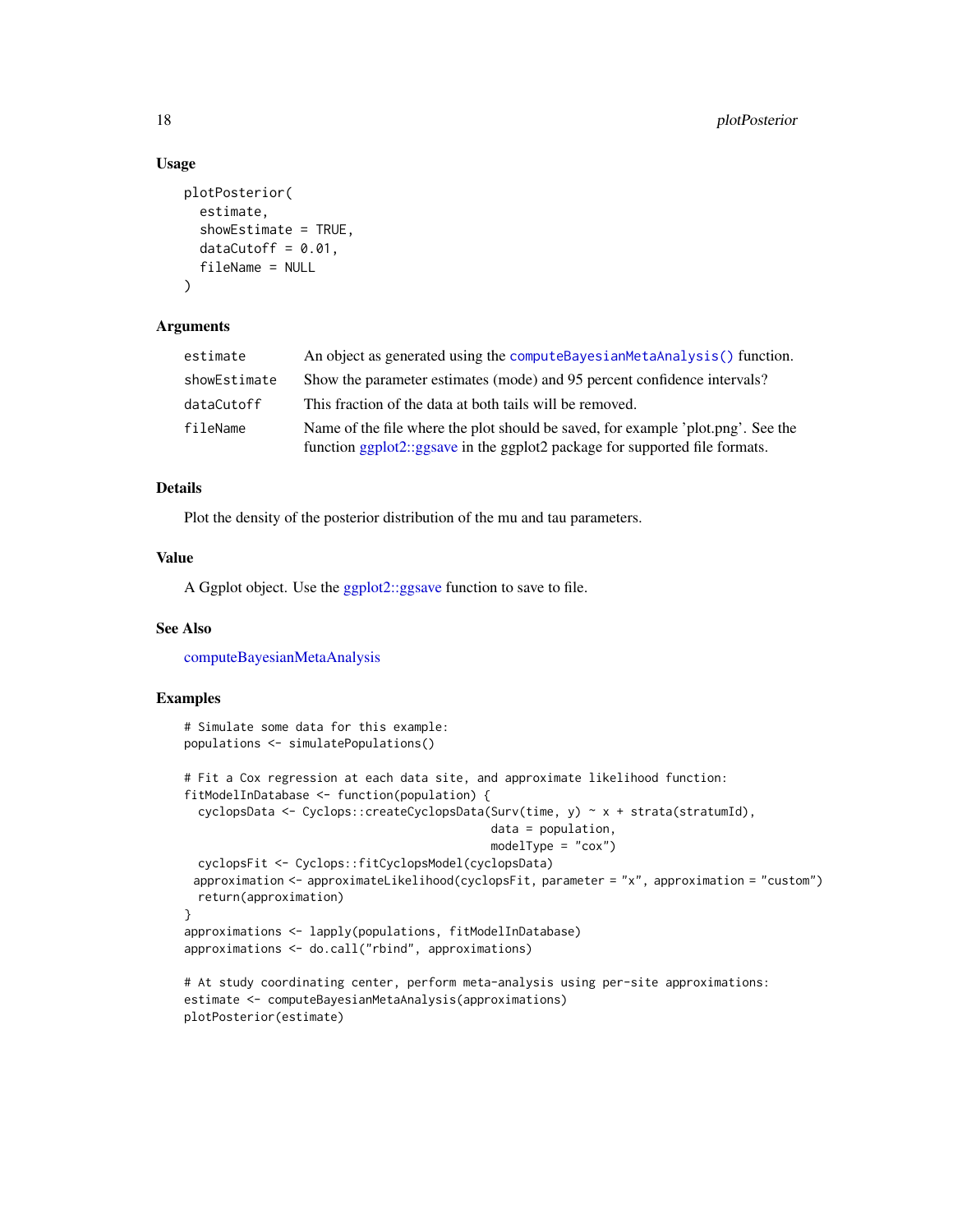### Usage

```
plotPosterior(
  estimate,
  showEstimate = TRUE,
  dataCutoff = 0.01,
  fileName = NULL
)
```

### Arguments

| | |
|---|---|
| `estimate` | An object as generated using the `computeBayesianMetaAnalysis()` function. |
| `showEstimate` | Show the parameter estimates (mode) and 95 percent confidence intervals? |
| `dataCutoff` | This fraction of the data at both tails will be removed. |
| `fileName` | Name of the file where the plot should be saved, for example 'plot.png'. See the function ggplot2::ggsave in the ggplot2 package for supported file formats. |

### Details

Plot the density of the posterior distribution of the mu and tau parameters.

### Value

A Ggplot object. Use the ggplot2::ggsave function to save to file.

### See Also

computeBayesianMetaAnalysis

### Examples

```
# Simulate some data for this example:
populations <- simulatePopulations()

# Fit a Cox regression at each data site, and approximate likelihood function:
fitModelInDatabase <- function(population) {
  cyclopsData <- Cyclops::createCyclopsData(Surv(time, y) ~ x + strata(stratumId),
                                            data = population,
                                            modelType = "cox")
  cyclopsFit <- Cyclops::fitCyclopsModel(cyclopsData)
 approximation <- approximateLikelihood(cyclopsFit, parameter = "x", approximation = "custom")
  return(approximation)
}
approximations <- lapply(populations, fitModelInDatabase)
approximations <- do.call("rbind", approximations)

# At study coordinating center, perform meta-analysis using per-site approximations:
estimate <- computeBayesianMetaAnalysis(approximations)
plotPosterior(estimate)
```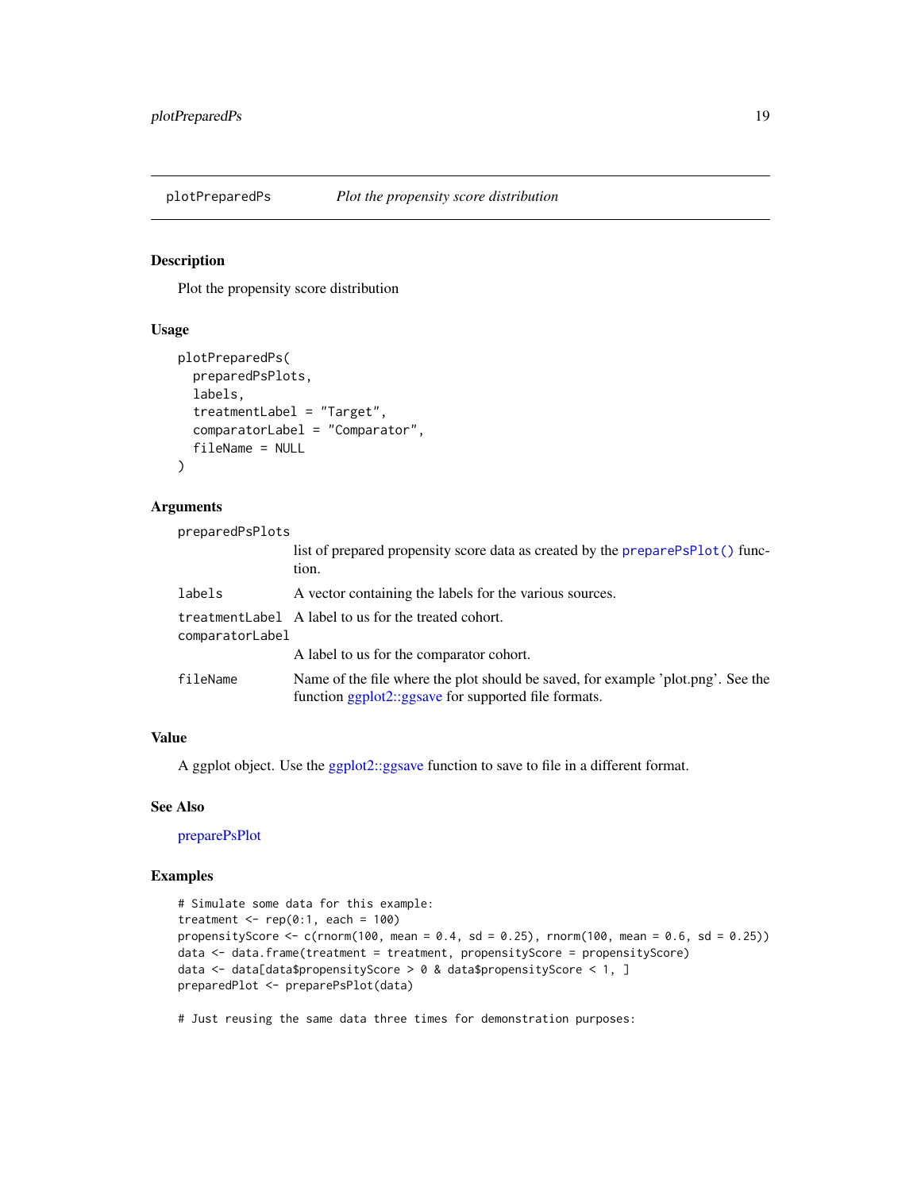## plotPreparedPs *Plot the propensity score distribution*

### Description

Plot the propensity score distribution

### Usage

```
plotPreparedPs(
  preparedPsPlots,
  labels,
  treatmentLabel = "Target",
  comparatorLabel = "Comparator",
  fileName = NULL
)
```

### Arguments

| | |
|---|---|
| `preparedPsPlots` | list of prepared propensity score data as created by the `preparePsPlot()` function. |
| `labels` | A vector containing the labels for the various sources. |
| `treatmentLabel` | A label to us for the treated cohort. |
| `comparatorLabel` | A label to us for the comparator cohort. |
| `fileName` | Name of the file where the plot should be saved, for example 'plot.png'. See the function ggplot2::ggsave for supported file formats. |

### Value

A ggplot object. Use the ggplot2::ggsave function to save to file in a different format.

### See Also

preparePsPlot

### Examples

```
# Simulate some data for this example:
treatment <- rep(0:1, each = 100)
propensityScore <- c(rnorm(100, mean = 0.4, sd = 0.25), rnorm(100, mean = 0.6, sd = 0.25))
data <- data.frame(treatment = treatment, propensityScore = propensityScore)
data <- data[data$propensityScore > 0 & data$propensityScore < 1, ]
preparedPlot <- preparePsPlot(data)

# Just reusing the same data three times for demonstration purposes:
```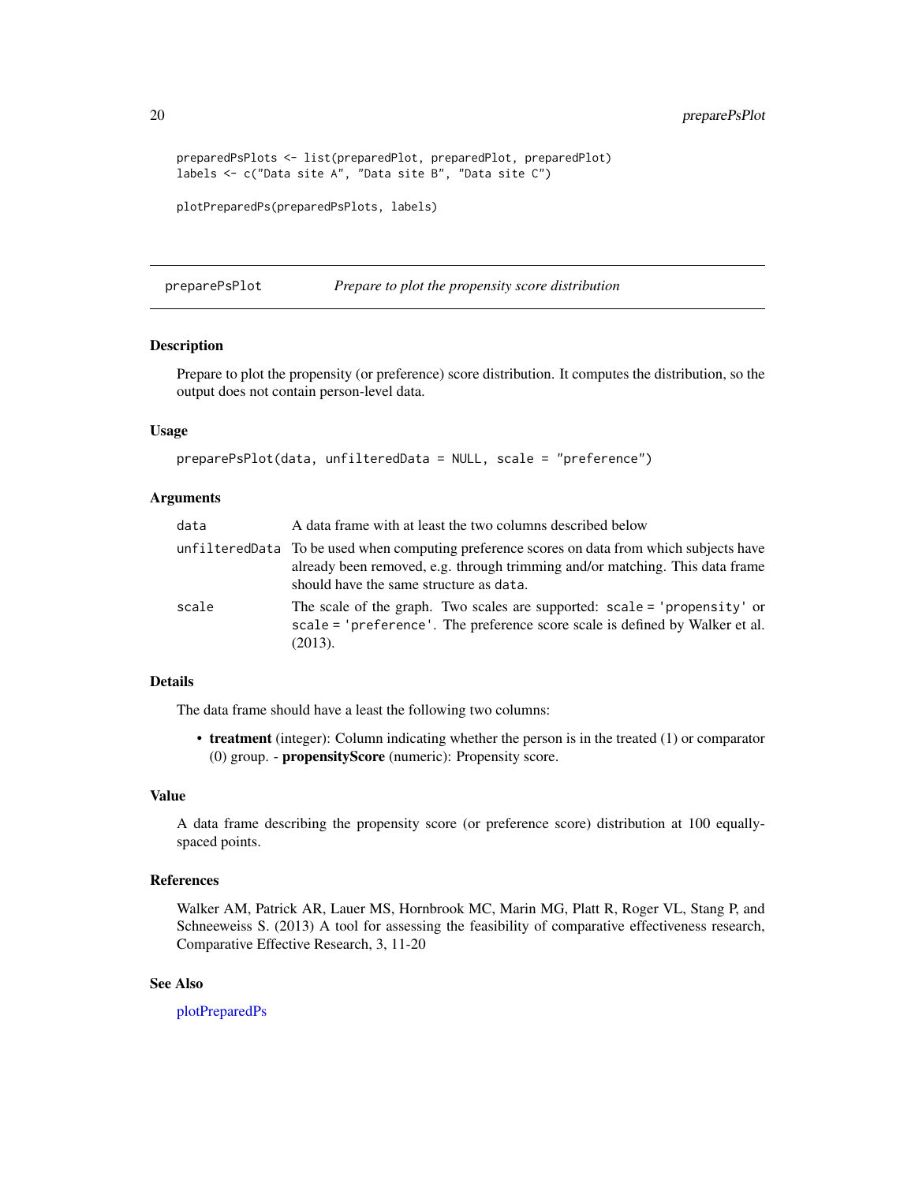```
preparedPsPlots <- list(preparedPlot, preparedPlot, preparedPlot)
labels <- c("Data site A", "Data site B", "Data site C")

plotPreparedPs(preparedPsPlots, labels)
```

## preparePsPlot — *Prepare to plot the propensity score distribution*

### Description

Prepare to plot the propensity (or preference) score distribution. It computes the distribution, so the output does not contain person-level data.

### Usage

```
preparePsPlot(data, unfilteredData = NULL, scale = "preference")
```

### Arguments

| | |
|---|---|
| `data` | A data frame with at least the two columns described below |
| `unfilteredData` | To be used when computing preference scores on data from which subjects have already been removed, e.g. through trimming and/or matching. This data frame should have the same structure as `data`. |
| `scale` | The scale of the graph. Two scales are supported: `scale = 'propensity'` or `scale = 'preference'`. The preference score scale is defined by Walker et al. (2013). |

### Details

The data frame should have a least the following two columns:

- **treatment** (integer): Column indicating whether the person is in the treated (1) or comparator (0) group. - **propensityScore** (numeric): Propensity score.

### Value

A data frame describing the propensity score (or preference score) distribution at 100 equally-spaced points.

### References

Walker AM, Patrick AR, Lauer MS, Hornbrook MC, Marin MG, Platt R, Roger VL, Stang P, and Schneeweiss S. (2013) A tool for assessing the feasibility of comparative effectiveness research, Comparative Effective Research, 3, 11-20

### See Also

plotPreparedPs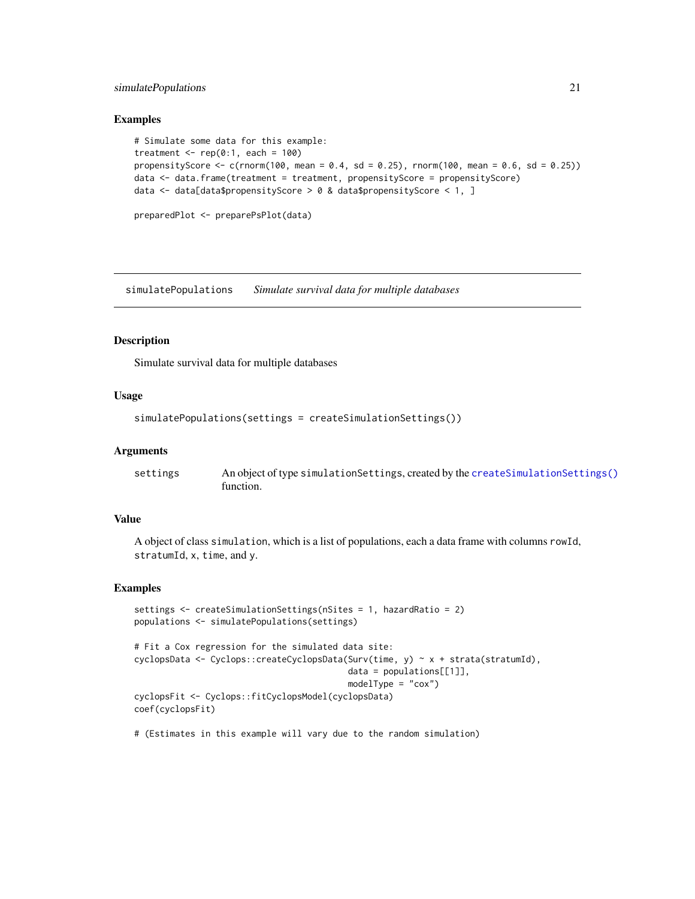### Examples

```
# Simulate some data for this example:
treatment <- rep(0:1, each = 100)
propensityScore <- c(rnorm(100, mean = 0.4, sd = 0.25), rnorm(100, mean = 0.6, sd = 0.25))
data <- data.frame(treatment = treatment, propensityScore = propensityScore)
data <- data[data$propensityScore > 0 & data$propensityScore < 1, ]

preparedPlot <- preparePsPlot(data)
```

---

## simulatePopulations *Simulate survival data for multiple databases*

### Description

Simulate survival data for multiple databases

### Usage

```
simulatePopulations(settings = createSimulationSettings())
```

### Arguments

| | |
|---|---|
| settings | An object of type `simulationSettings`, created by the `createSimulationSettings()` function. |

### Value

A object of class `simulation`, which is a list of populations, each a data frame with columns `rowId`, `stratumId`, `x`, `time`, and `y`.

### Examples

```
settings <- createSimulationSettings(nSites = 1, hazardRatio = 2)
populations <- simulatePopulations(settings)

# Fit a Cox regression for the simulated data site:
cyclopsData <- Cyclops::createCyclopsData(Surv(time, y) ~ x + strata(stratumId),
                                          data = populations[[1]],
                                          modelType = "cox")
cyclopsFit <- Cyclops::fitCyclopsModel(cyclopsData)
coef(cyclopsFit)

# (Estimates in this example will vary due to the random simulation)
```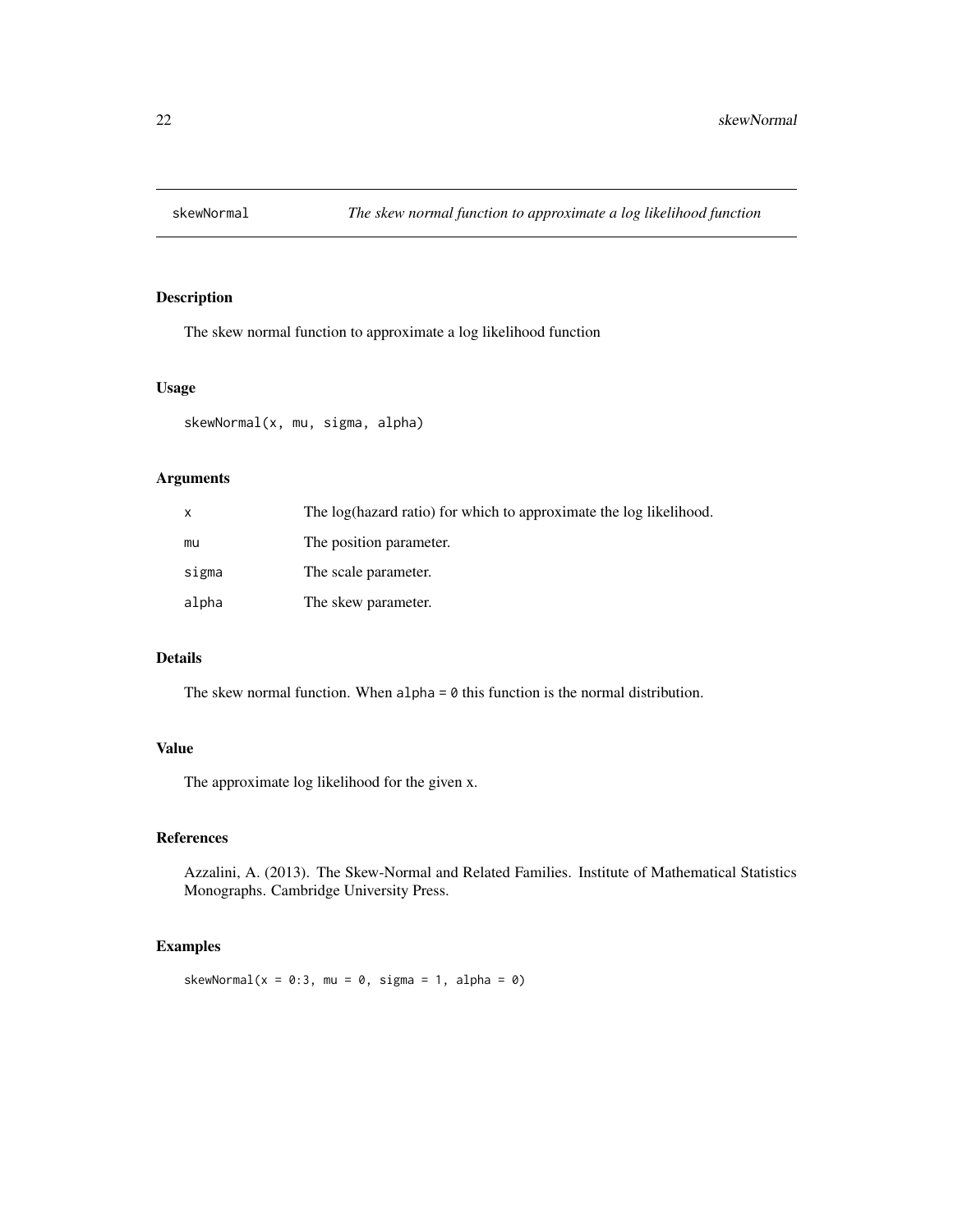# skewNormal — *The skew normal function to approximate a log likelihood function*

## Description

The skew normal function to approximate a log likelihood function

## Usage

```
skewNormal(x, mu, sigma, alpha)
```

## Arguments

| | |
|---|---|
| x | The log(hazard ratio) for which to approximate the log likelihood. |
| mu | The position parameter. |
| sigma | The scale parameter. |
| alpha | The skew parameter. |

## Details

The skew normal function. When `alpha = 0` this function is the normal distribution.

## Value

The approximate log likelihood for the given x.

## References

Azzalini, A. (2013). The Skew-Normal and Related Families. Institute of Mathematical Statistics Monographs. Cambridge University Press.

## Examples

```
skewNormal(x = 0:3, mu = 0, sigma = 1, alpha = 0)
```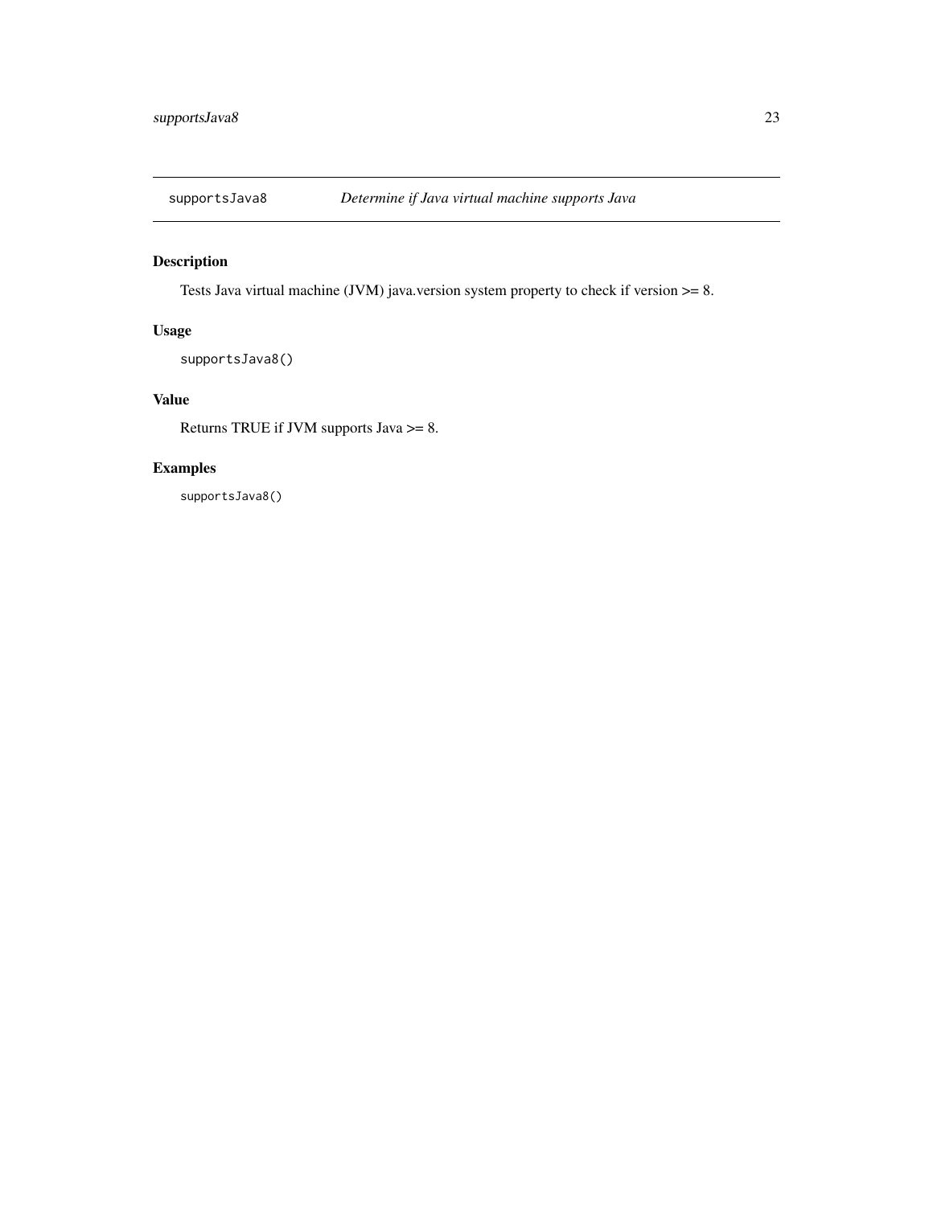## supportsJava8 — *Determine if Java virtual machine supports Java*

### Description

Tests Java virtual machine (JVM) java.version system property to check if version >= 8.

### Usage

```
supportsJava8()
```

### Value

Returns TRUE if JVM supports Java >= 8.

### Examples

```
supportsJava8()
```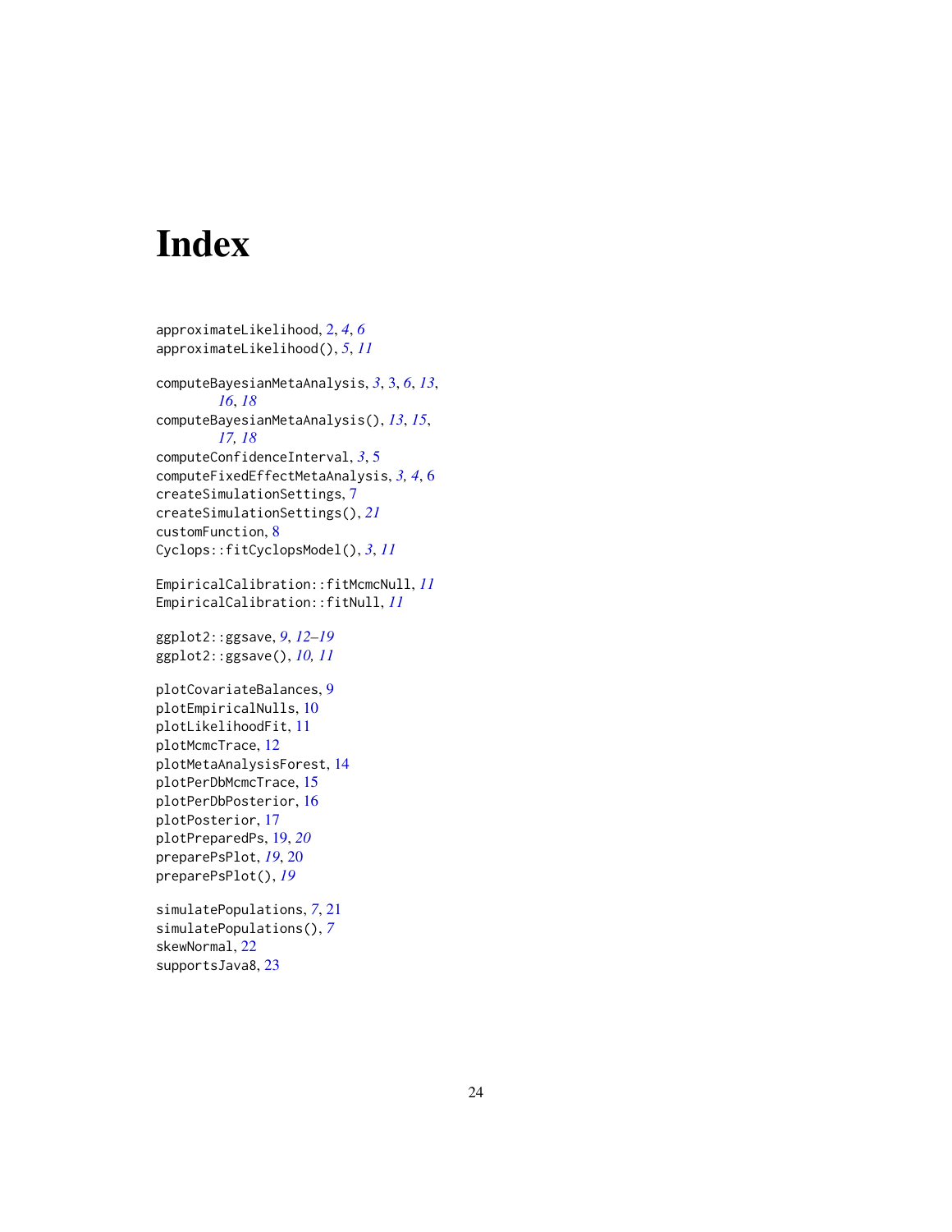# Index

approximateLikelihood, 2, *4*, *6*
approximateLikelihood(), *5*, *11*

computeBayesianMetaAnalysis, *3*, 3, *6*, *13*, *16*, *18*
computeBayesianMetaAnalysis(), *13*, *15*, *17, 18*
computeConfidenceInterval, *3*, 5
computeFixedEffectMetaAnalysis, *3, 4*, 6
createSimulationSettings, 7
createSimulationSettings(), *21*
customFunction, 8
Cyclops::fitCyclopsModel(), *3*, *11*

EmpiricalCalibration::fitMcmcNull, *11*
EmpiricalCalibration::fitNull, *11*

ggplot2::ggsave, *9*, *12–19*
ggplot2::ggsave(), *10, 11*

plotCovariateBalances, 9
plotEmpiricalNulls, 10
plotLikelihoodFit, 11
plotMcmcTrace, 12
plotMetaAnalysisForest, 14
plotPerDbMcmcTrace, 15
plotPerDbPosterior, 16
plotPosterior, 17
plotPreparedPs, 19, *20*
preparePsPlot, *19*, 20
preparePsPlot(), *19*

simulatePopulations, *7*, 21
simulatePopulations(), *7*
skewNormal, 22
supportsJava8, 23